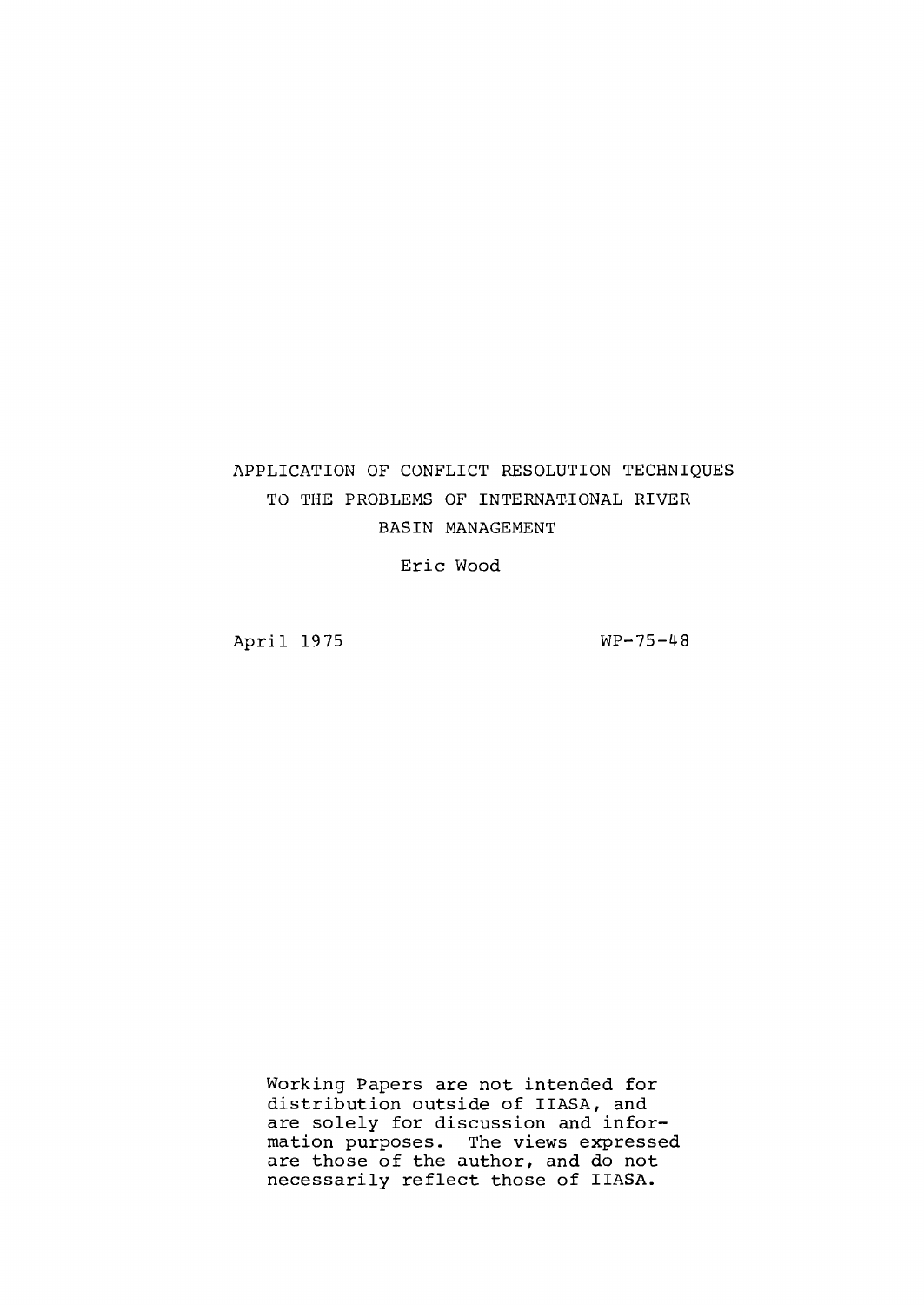# APPLICATION OF CONFLICT RESOLUTION TECHNIQUES TO THE PROBLEMS OF INTERNATIONAL RIVER BASIN MANAGEMENT

Eric Wood

April 1975

WP-75-48

Working Papers are not intended for distribution outside of IIASA, and are solely for discussion and information purposes. The views expressed are those of the author, and do not necessarily reflect those of IIASA.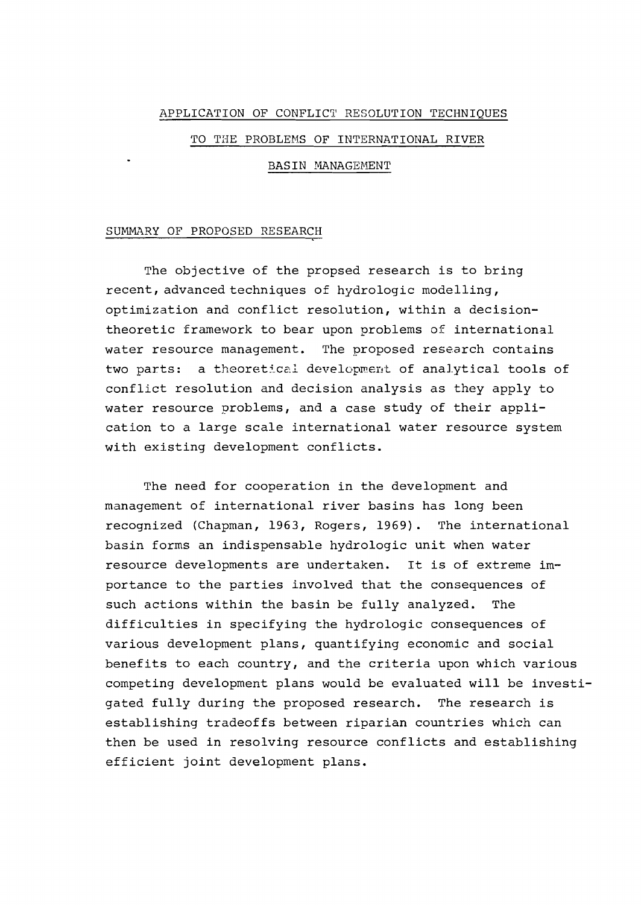# APPLICATION OF CONFLICT RESOLUTION TECHNIQUES TO THE PROBLEMS OF INTERNATIONAL RIVER BASIN MANAGEMENT

## SUMMARY OF PROPOSED RESEARCH

The objective of the propsed research is to bring recent, advanced techniques of hydrologic modelling, optimization and conflict resolution, within a decision-theoretic framework to bear upon problems of international water resource management. The proposed research contains two parts: a theoretical development of analytical tools of conflict resolution and decision analysis as they apply to water resource problems, and a case study of their application to a large scale international water resource system with existing development conflicts.

The need for cooperation in the development and management of international river basins has long been recognized (Chapman, 1963, Rogers, 1969). The international basin forms an indispensable hydrologic unit when water resource developments are undertaken. It is of extreme importance to the parties involved that the consequences of such actions within the basin be fully analyzed. The difficulties in specifying the hydrologic consequences of various development plans, quantifying economic and social benefits to each country, and the criteria upon which various competing development plans would be evaluated will be investigated fully during the proposed research. The research is establishing tradeoffs between riparian countries which can then be used in resolving resource conflicts and establishing efficient joint development plans.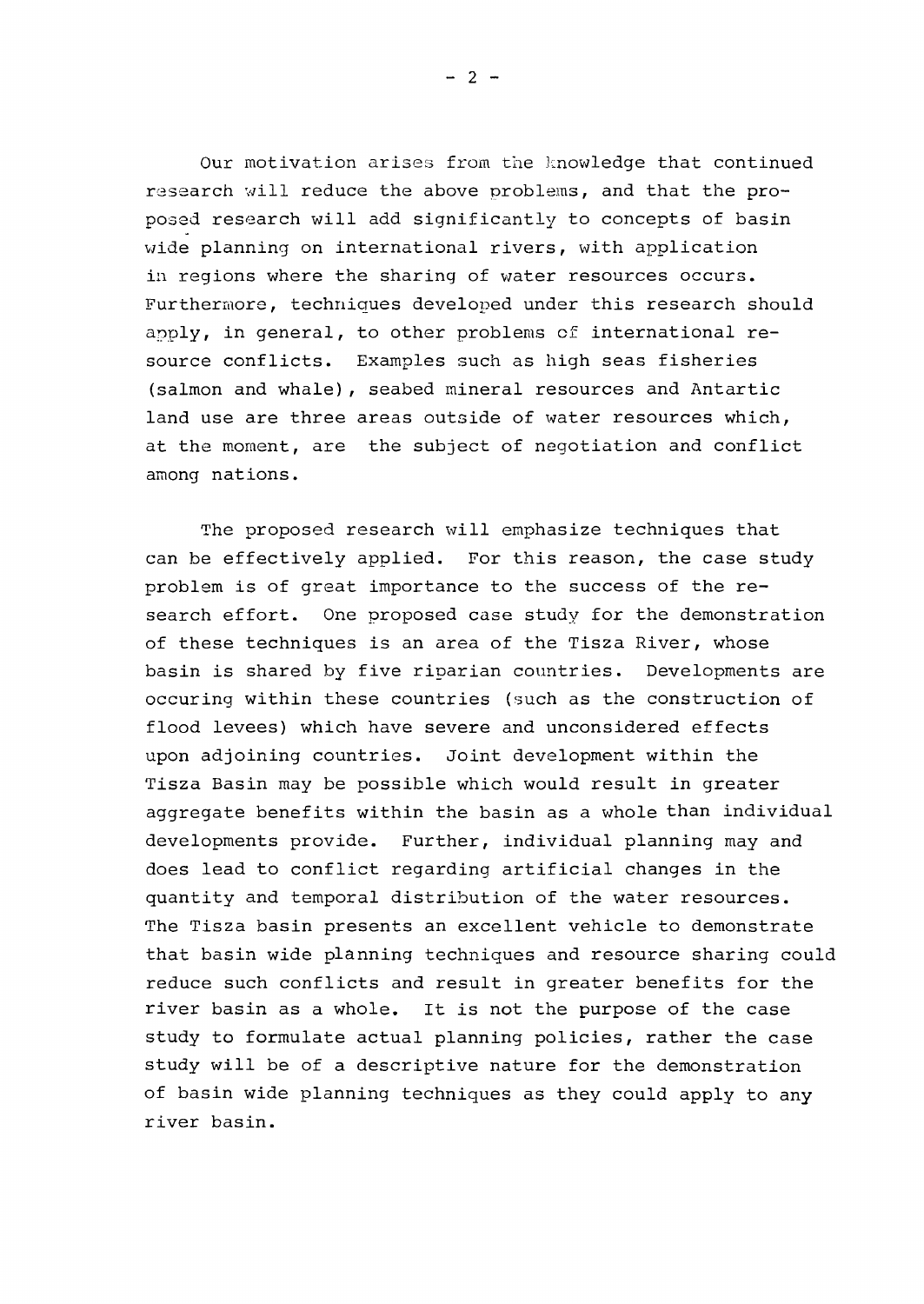Our motivation arises from the knowledge that continued research will reduce the above problems, and that the proposed research will add significantly to concepts of basin wide planning on international rivers, with application in regions where the sharing of water resources occurs. Furthermore, techniques developed under this research should apply, in general, to other problems of international resource conflicts. Examples such as high seas fisheries (salmon and whale), seabed mineral resources and Antartic land use are three areas outside of water resources which, at the moment, are the subject of negotiation and conflict among nations.

The proposed research will emphasize techniques that can be effectively applied. For this reason, the case study problem is of great importance to the success of the research effort. One proposed case study for the demonstration of these techniques is an area of the Tisza River, whose basin is shared by five riparian countries. Developments are occuring within these countries (such as the construction of flood levees) which have severe and unconsidered effects upon adjoining countries. Joint development within the Tisza Basin may be possible which would result in greater aggregate benefits within the basin as a whole than individual developments provide. Further, individual planning may and does lead to conflict regarding artificial changes in the quantity and temporal distribution of the water resources. The Tisza basin presents an excellent vehicle to demonstrate that basin wide planning techniques and resource sharing could reduce such conflicts and result in greater benefits for the river basin as a whole. It is not the purpose of the case study to formulate actual planning policies, rather the case study will be of a descriptive nature for the demonstration of basin wide planning techniques as they could apply to any river basin.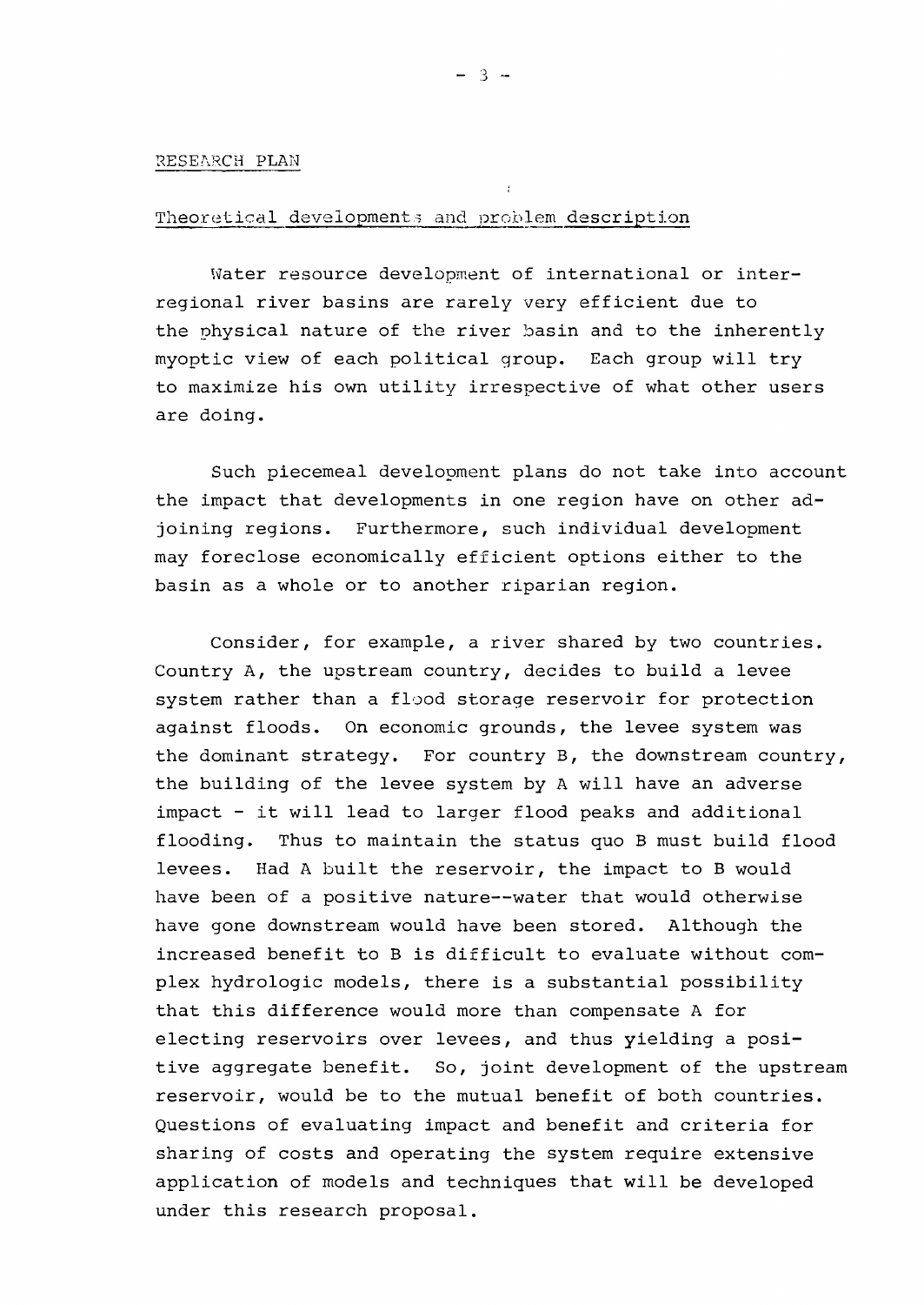## RESEARCH PLAN

### Theoretical developments and problem description

Water resource development of international or inter-regional river basins are rarely very efficient due to the physical nature of the river basin and to the inherently myoptic view of each political group. Each group will try to maximize his own utility irrespective of what other users are doing.

Such piecemeal development plans do not take into account the impact that developments in one region have on other adjoining regions. Furthermore, such individual development may foreclose economically efficient options either to the basin as a whole or to another riparian region.

Consider, for example, a river shared by two countries. Country A, the upstream country, decides to build a levee system rather than a flood storage reservoir for protection against floods. On economic grounds, the levee system was the dominant strategy. For country B, the downstream country, the building of the levee system by A will have an adverse impact - it will lead to larger flood peaks and additional flooding. Thus to maintain the status quo B must build flood levees. Had A built the reservoir, the impact to B would have been of a positive nature--water that would otherwise have gone downstream would have been stored. Although the increased benefit to B is difficult to evaluate without complex hydrologic models, there is a substantial possibility that this difference would more than compensate A for electing reservoirs over levees, and thus yielding a positive aggregate benefit. So, joint development of the upstream reservoir, would be to the mutual benefit of both countries. Questions of evaluating impact and benefit and criteria for sharing of costs and operating the system require extensive application of models and techniques that will be developed under this research proposal.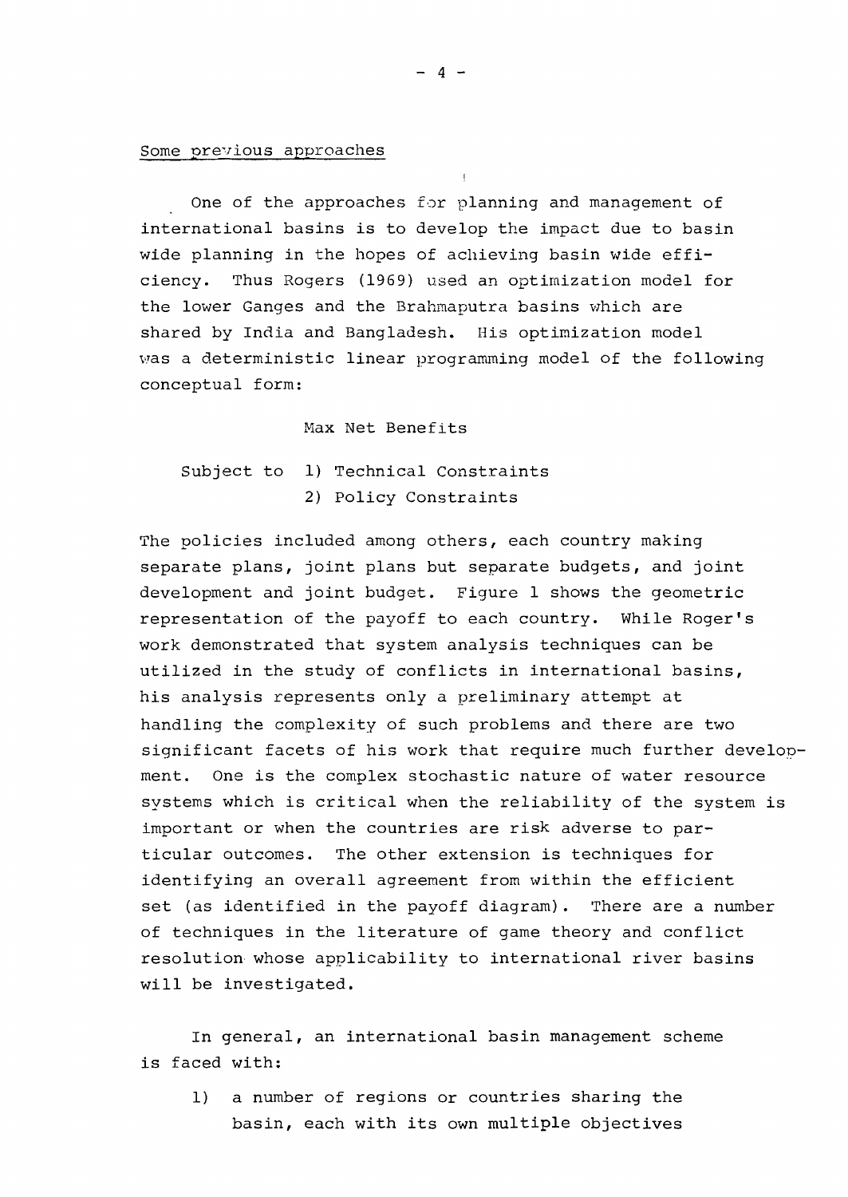Some previous approaches

One of the approaches for planning and management of international basins is to develop the impact due to basin wide planning in the hopes of achieving basin wide efficiency. Thus Rogers (1969) used an optimization model for the lower Ganges and the Brahmaputra basins which are shared by India and Bangladesh. His optimization model was a deterministic linear programming model of the following conceptual form:

Max Net Benefits

Subject to 1) Technical Constraints
2) Policy Constraints

The policies included among others, each country making separate plans, joint plans but separate budgets, and joint development and joint budget. Figure 1 shows the geometric representation of the payoff to each country. While Roger's work demonstrated that system analysis techniques can be utilized in the study of conflicts in international basins, his analysis represents only a preliminary attempt at handling the complexity of such problems and there are two significant facets of his work that require much further development. One is the complex stochastic nature of water resource systems which is critical when the reliability of the system is important or when the countries are risk adverse to particular outcomes. The other extension is techniques for identifying an overall agreement from within the efficient set (as identified in the payoff diagram). There are a number of techniques in the literature of game theory and conflict resolution whose applicability to international river basins will be investigated.

In general, an international basin management scheme is faced with:

1) a number of regions or countries sharing the basin, each with its own multiple objectives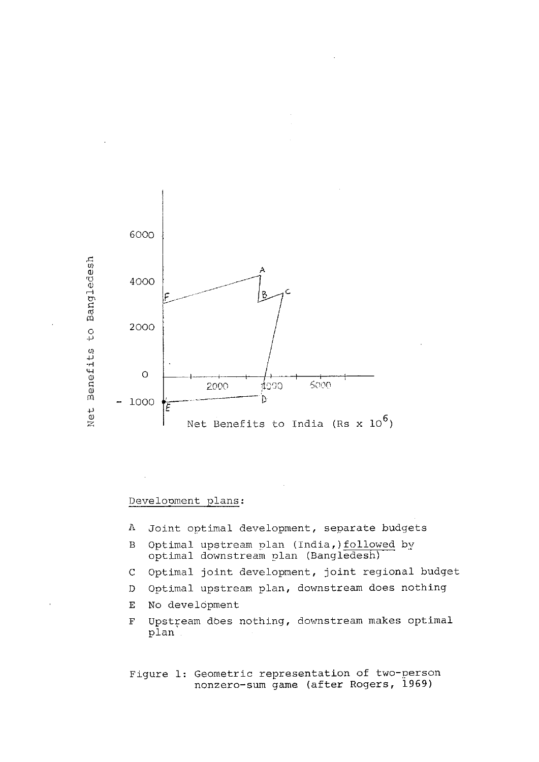Net Benefits to Bangledesh

6000

4000

2000

0

\- 1000

2000 4000 5000

Net Benefits to India (Rs x $10^6$)

Development plans:

A Joint optimal development, separate budgets

B Optimal upstream plan (India,) followed by optimal downstream plan (Bangledesh)

C Optimal joint development, joint regional budget

D Optimal upstream plan, downstream does nothing

E No development

F Upstream does nothing, downstream makes optimal plan

Figure 1: Geometric representation of two-person nonzero-sum game (after Rogers, 1969)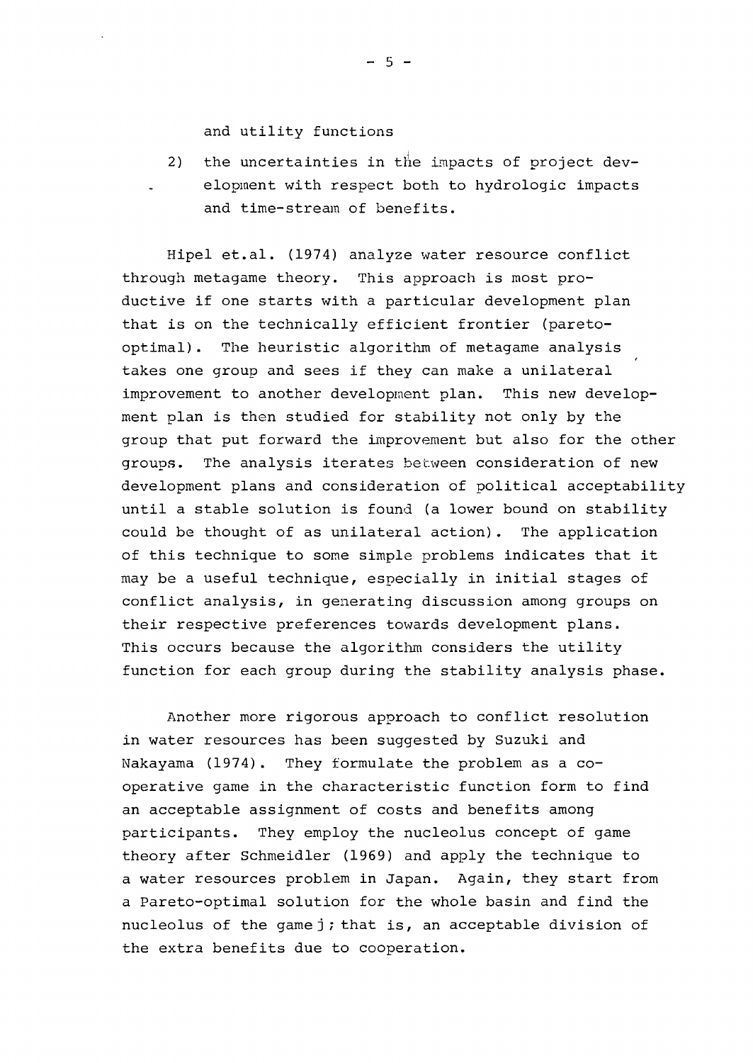and utility functions

2) the uncertainties in the impacts of project development with respect both to hydrologic impacts and time-stream of benefits.

Hipel et.al. (1974) analyze water resource conflict through metagame theory. This approach is most productive if one starts with a particular development plan that is on the technically efficient frontier (pareto-optimal). The heuristic algorithm of metagame analysis takes one group and sees if they can make a unilateral improvement to another development plan. This new development plan is then studied for stability not only by the group that put forward the improvement but also for the other groups. The analysis iterates between consideration of new development plans and consideration of political acceptability until a stable solution is found (a lower bound on stability could be thought of as unilateral action). The application of this technique to some simple problems indicates that it may be a useful technique, especially in initial stages of conflict analysis, in generating discussion among groups on their respective preferences towards development plans. This occurs because the algorithm considers the utility function for each group during the stability analysis phase.

Another more rigorous approach to conflict resolution in water resources has been suggested by Suzuki and Nakayama (1974). They formulate the problem as a cooperative game in the characteristic function form to find an acceptable assignment of costs and benefits among participants. They employ the nucleolus concept of game theory after Schmeidler (1969) and apply the technique to a water resources problem in Japan. Again, they start from a Pareto-optimal solution for the whole basin and find the nucleolus of the game; that is, an acceptable division of the extra benefits due to cooperation.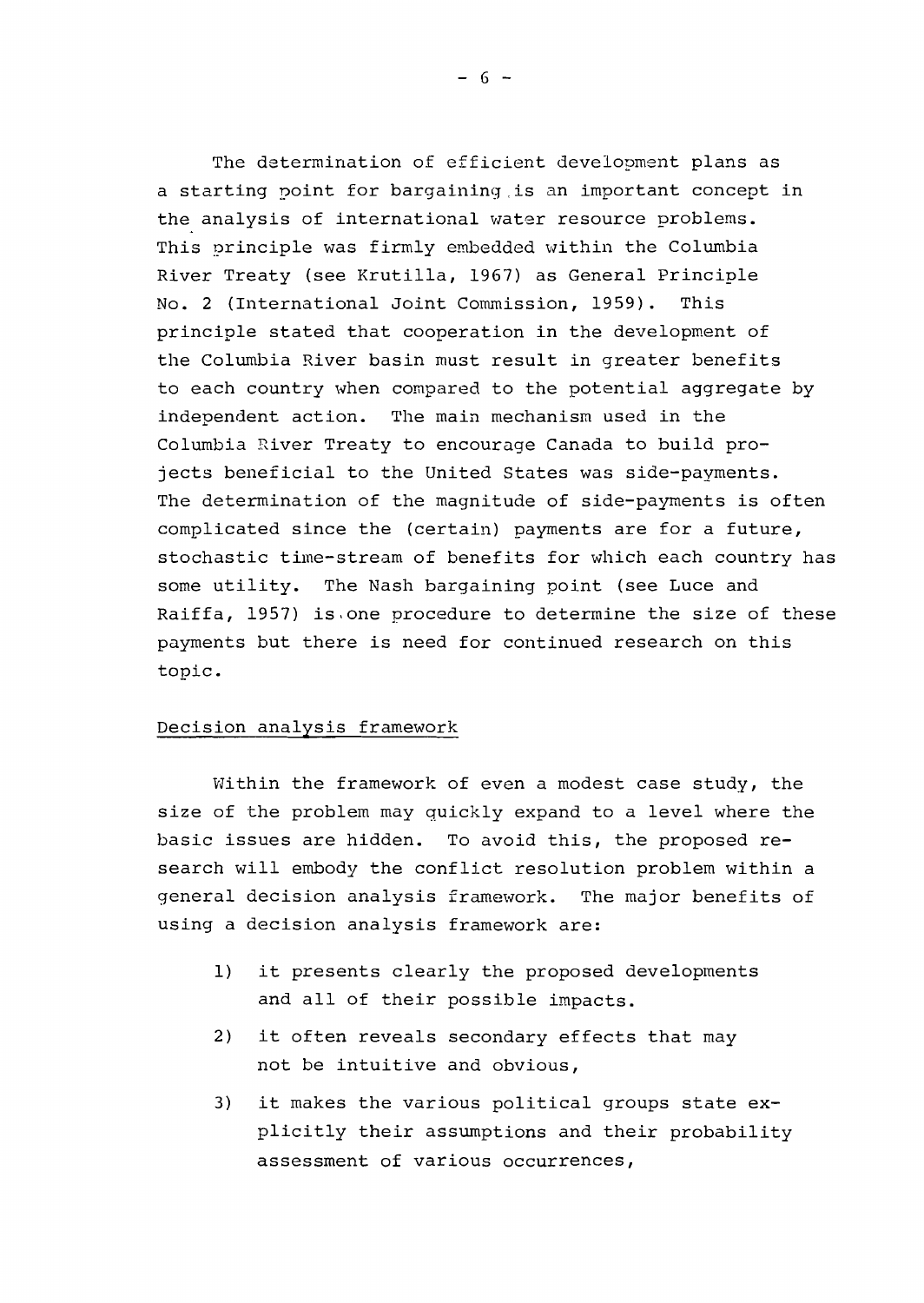The determination of efficient development plans as a starting point for bargaining is an important concept in the analysis of international water resource problems. This principle was firmly embedded within the Columbia River Treaty (see Krutilla, 1967) as General Principle No. 2 (International Joint Commission, 1959). This principle stated that cooperation in the development of the Columbia River basin must result in greater benefits to each country when compared to the potential aggregate by independent action. The main mechanism used in the Columbia River Treaty to encourage Canada to build projects beneficial to the United States was side-payments. The determination of the magnitude of side-payments is often complicated since the (certain) payments are for a future, stochastic time-stream of benefits for which each country has some utility. The Nash bargaining point (see Luce and Raiffa, 1957) is one procedure to determine the size of these payments but there is need for continued research on this topic.

## Decision analysis framework

Within the framework of even a modest case study, the size of the problem may quickly expand to a level where the basic issues are hidden. To avoid this, the proposed research will embody the conflict resolution problem within a general decision analysis framework. The major benefits of using a decision analysis framework are:

1) it presents clearly the proposed developments and all of their possible impacts.
2) it often reveals secondary effects that may not be intuitive and obvious,
3) it makes the various political groups state explicitly their assumptions and their probability assessment of various occurrences,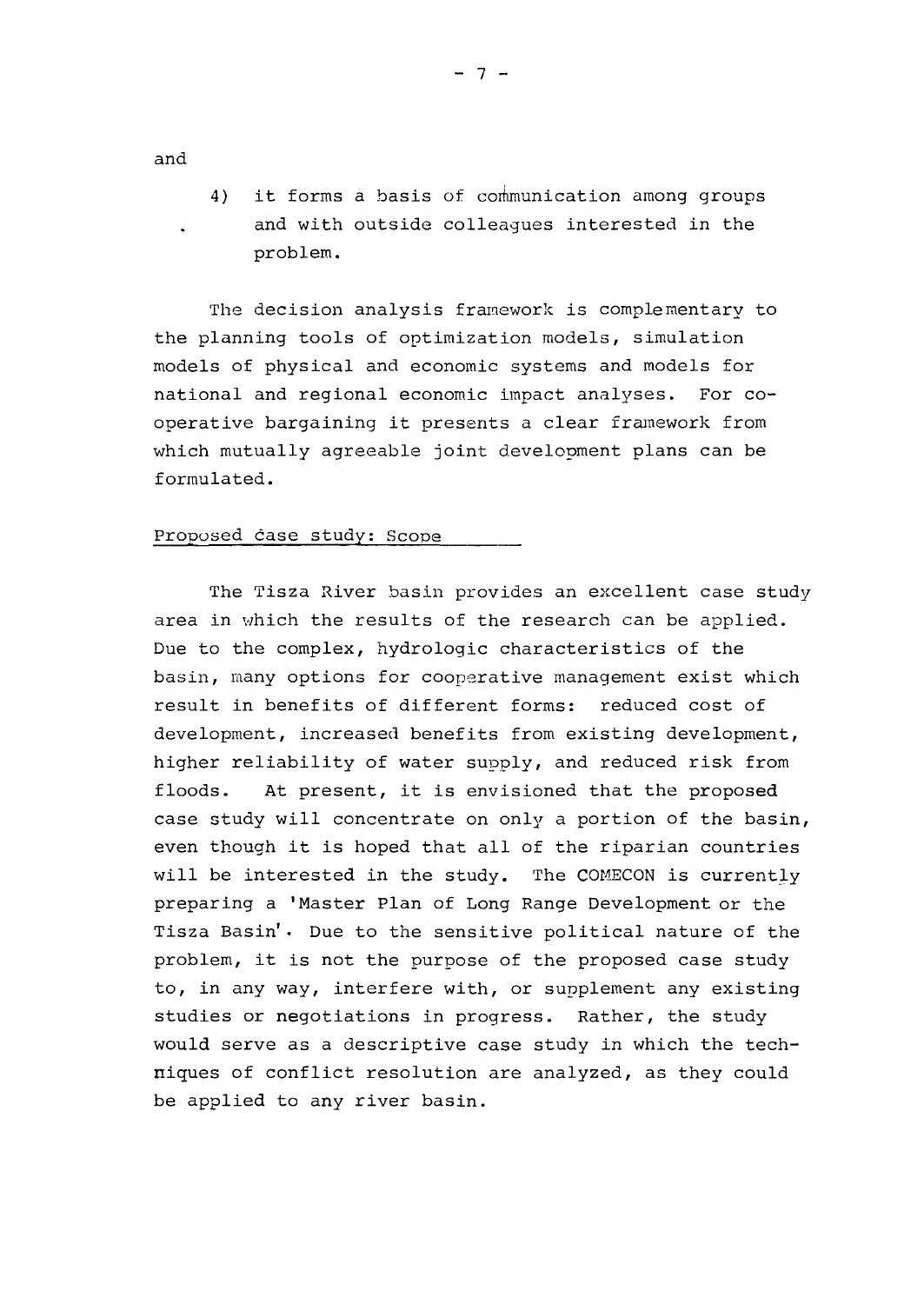and

4) it forms a basis of communication among groups and with outside colleagues interested in the problem.

The decision analysis framework is complementary to the planning tools of optimization models, simulation models of physical and economic systems and models for national and regional economic impact analyses. For co-operative bargaining it presents a clear framework from which mutually agreeable joint development plans can be formulated.

Proposed case study: Scope

The Tisza River basin provides an excellent case study area in which the results of the research can be applied. Due to the complex, hydrologic characteristics of the basin, many options for cooperative management exist which result in benefits of different forms: reduced cost of development, increased benefits from existing development, higher reliability of water supply, and reduced risk from floods. At present, it is envisioned that the proposed case study will concentrate on only a portion of the basin, even though it is hoped that all of the riparian countries will be interested in the study. The COMECON is currently preparing a 'Master Plan of Long Range Development or the Tisza Basin'. Due to the sensitive political nature of the problem, it is not the purpose of the proposed case study to, in any way, interfere with, or supplement any existing studies or negotiations in progress. Rather, the study would serve as a descriptive case study in which the techniques of conflict resolution are analyzed, as they could be applied to any river basin.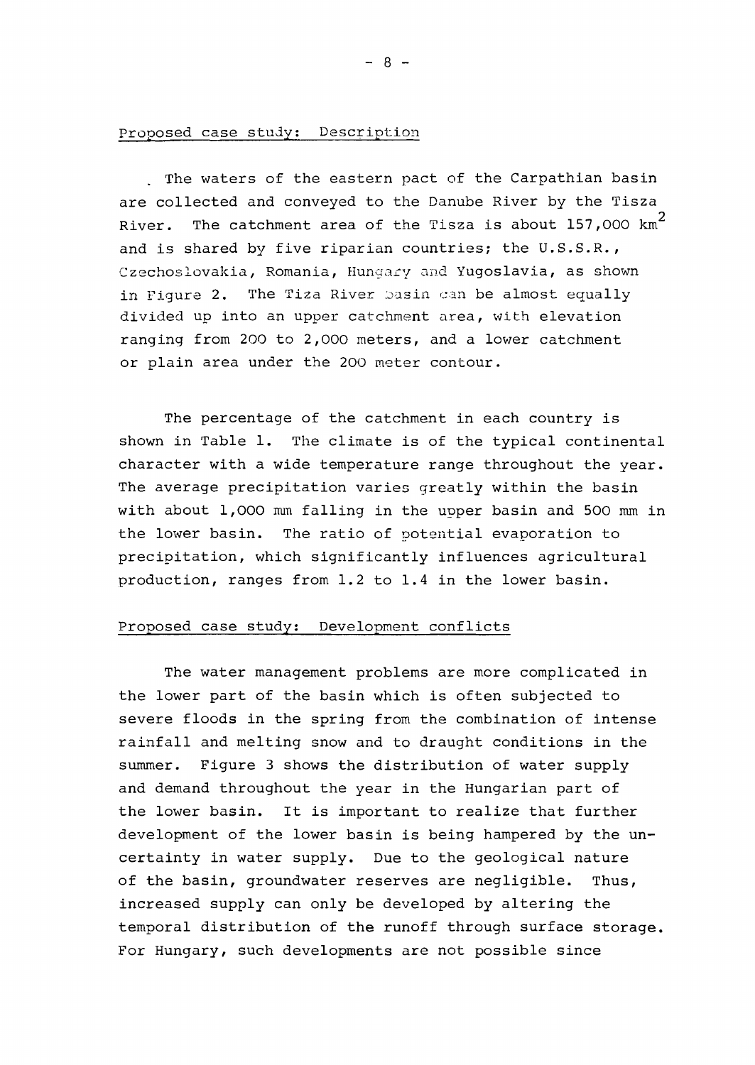## Proposed case study: Description

The waters of the eastern pact of the Carpathian basin are collected and conveyed to the Danube River by the Tisza River. The catchment area of the Tisza is about 157,000 $km^2$ and is shared by five riparian countries; the U.S.S.R., Czechoslovakia, Romania, Hungary and Yugoslavia, as shown in Figure 2. The Tiza River basin can be almost equally divided up into an upper catchment area, with elevation ranging from 200 to 2,000 meters, and a lower catchment or plain area under the 200 meter contour.

The percentage of the catchment in each country is shown in Table 1. The climate is of the typical continental character with a wide temperature range throughout the year. The average precipitation varies greatly within the basin with about 1,000 mm falling in the upper basin and 500 mm in the lower basin. The ratio of potential evaporation to precipitation, which significantly influences agricultural production, ranges from 1.2 to 1.4 in the lower basin.

## Proposed case study: Development conflicts

The water management problems are more complicated in the lower part of the basin which is often subjected to severe floods in the spring from the combination of intense rainfall and melting snow and to draught conditions in the summer. Figure 3 shows the distribution of water supply and demand throughout the year in the Hungarian part of the lower basin. It is important to realize that further development of the lower basin is being hampered by the uncertainty in water supply. Due to the geological nature of the basin, groundwater reserves are negligible. Thus, increased supply can only be developed by altering the temporal distribution of the runoff through surface storage. For Hungary, such developments are not possible since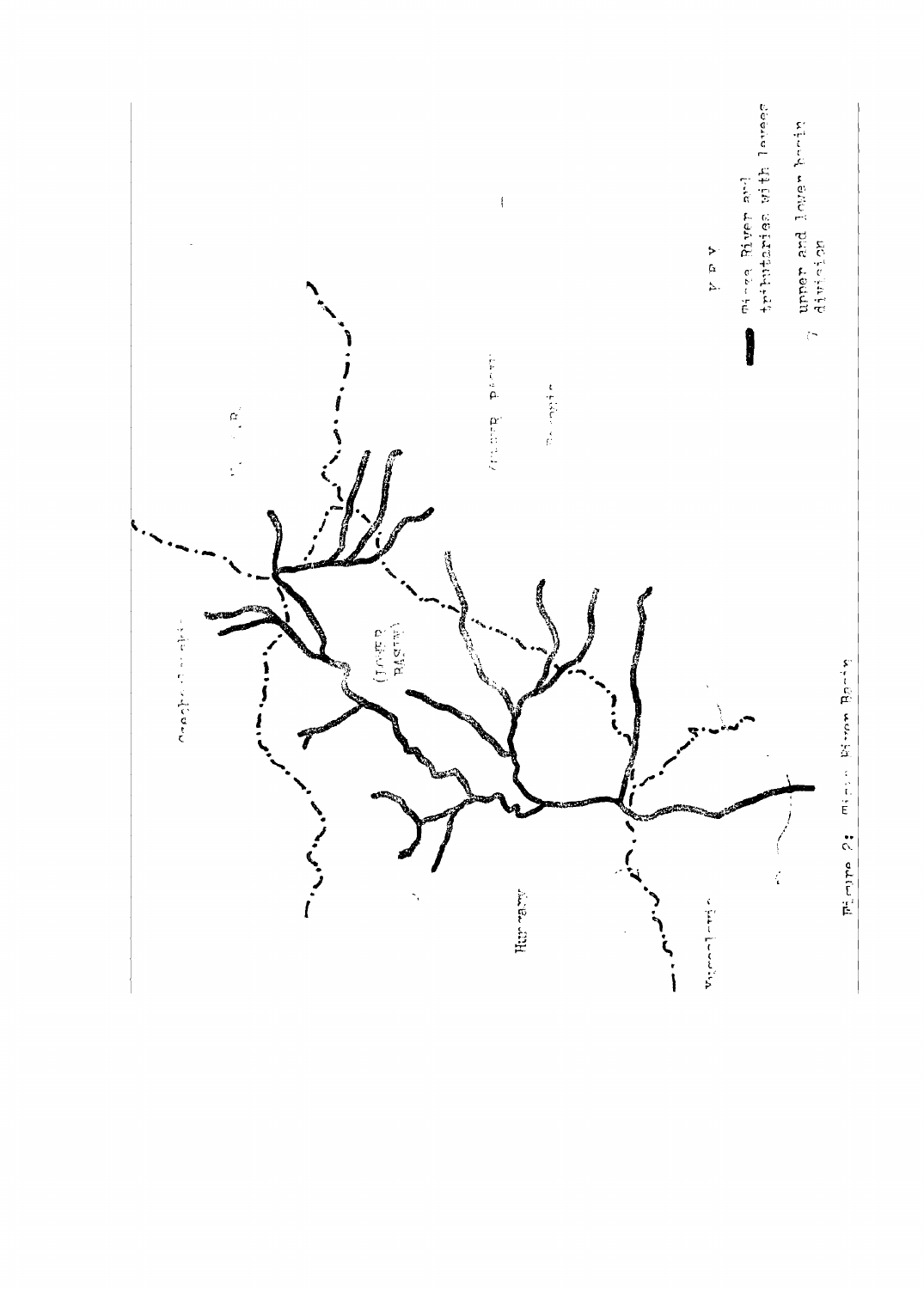Czechoslovakia

U.S.S.R.

(UPPER BASIN)

Rumania

(LOWER BASIN)

Hungary

Yugoslavia

KEY

Tisza River and tributaries with levees

upper and lower basin division

Figure 2: Tisza River Basin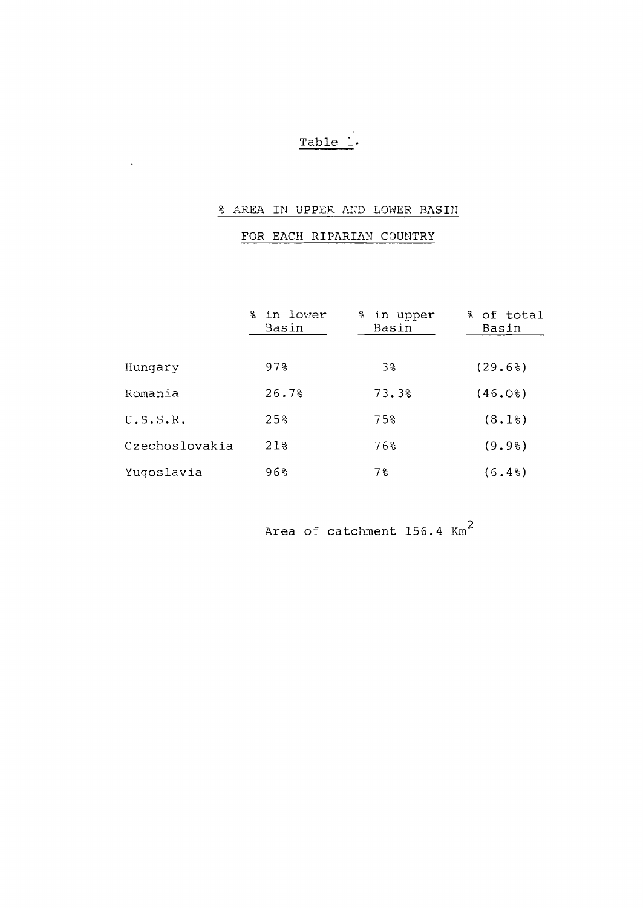Table 1.

## % AREA IN UPPER AND LOWER BASIN

## FOR EACH RIPARIAN COUNTRY

| | % in lower Basin | % in upper Basin | % of total Basin |
|---|---|---|---|
| Hungary | 97% | 3% | (29.6%) |
| Romania | 26.7% | 73.3% | (46.0%) |
| U.S.S.R. | 25% | 75% | (8.1%) |
| Czechoslovakia | 21% | 76% | (9.9%) |
| Yugoslavia | 96% | 7% | (6.4%) |

Area of catchment 156.4 $Km^2$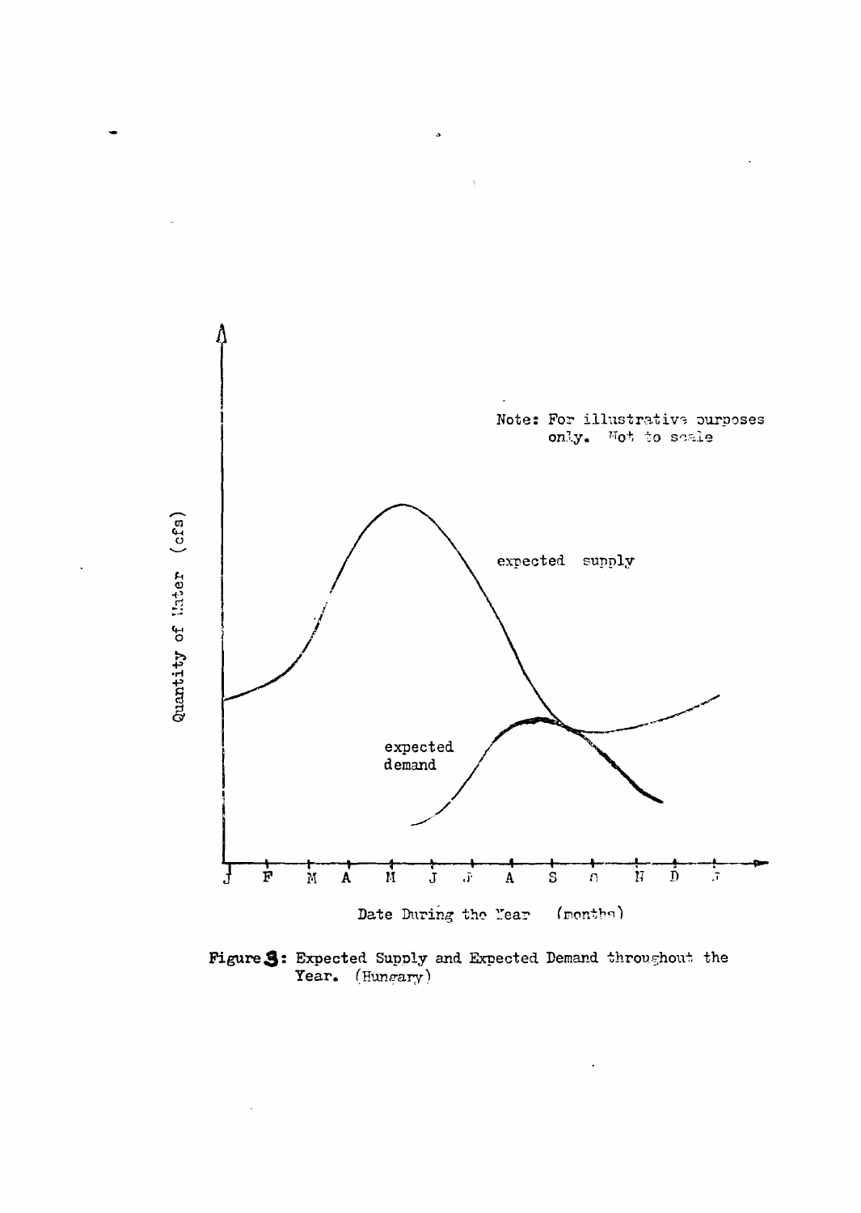Note: For illustrative purposes only. Not to scale

expected supply

expected demand

Quantity of Water (cfs)

J F M A M J J A S O N D J

Date During the Year (months)

**Figure 3:** Expected Supply and Expected Demand throughout the Year. (Hungary)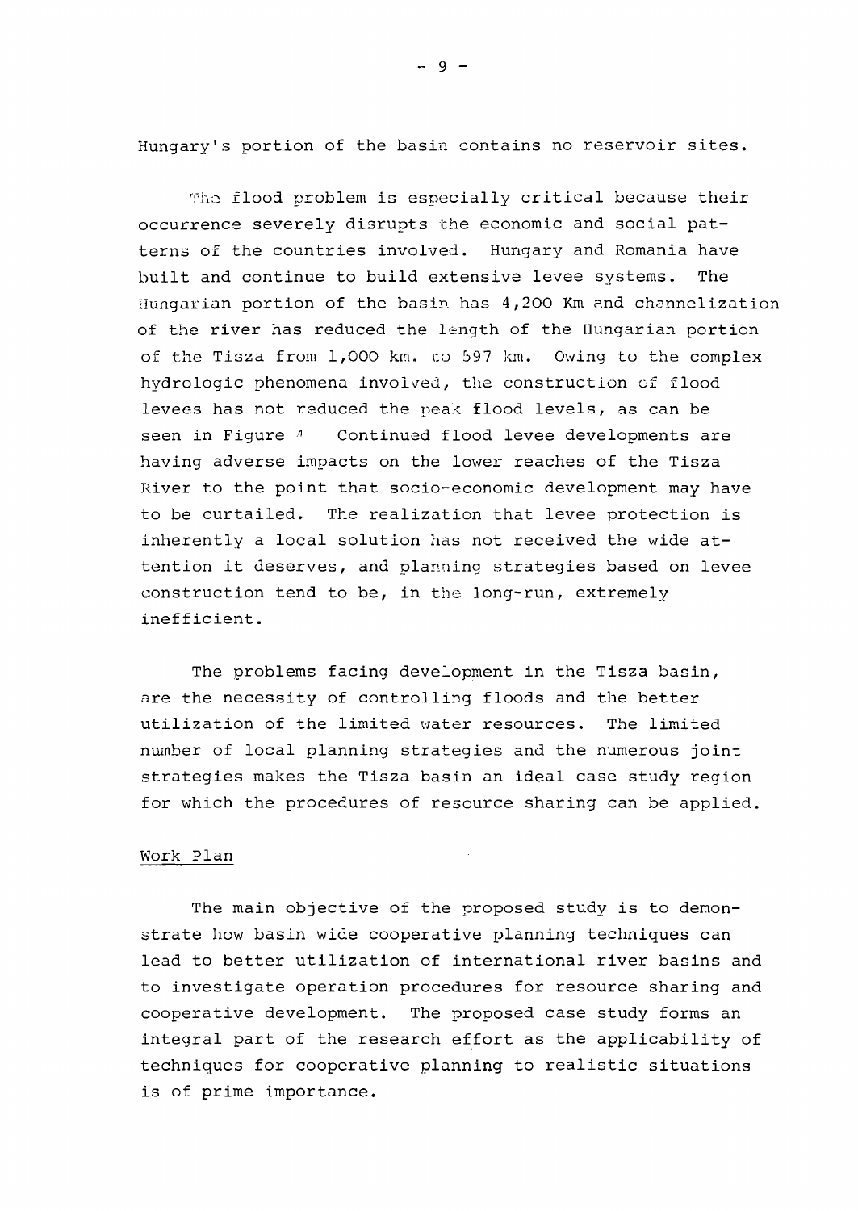Hungary's portion of the basin contains no reservoir sites.

The flood problem is especially critical because their occurrence severely disrupts the economic and social patterns of the countries involved. Hungary and Romania have built and continue to build extensive levee systems. The Hungarian portion of the basin has 4,200 Km and channelization of the river has reduced the length of the Hungarian portion of the Tisza from 1,000 km. to 597 km. Owing to the complex hydrologic phenomena involved, the construction of flood levees has not reduced the peak flood levels, as can be seen in Figure 4 Continued flood levee developments are having adverse impacts on the lower reaches of the Tisza River to the point that socio-economic development may have to be curtailed. The realization that levee protection is inherently a local solution has not received the wide attention it deserves, and planning strategies based on levee construction tend to be, in the long-run, extremely inefficient.

The problems facing development in the Tisza basin, are the necessity of controlling floods and the better utilization of the limited water resources. The limited number of local planning strategies and the numerous joint strategies makes the Tisza basin an ideal case study region for which the procedures of resource sharing can be applied.

## Work Plan

The main objective of the proposed study is to demonstrate how basin wide cooperative planning techniques can lead to better utilization of international river basins and to investigate operation procedures for resource sharing and cooperative development. The proposed case study forms an integral part of the research effort as the applicability of techniques for cooperative planning to realistic situations is of prime importance.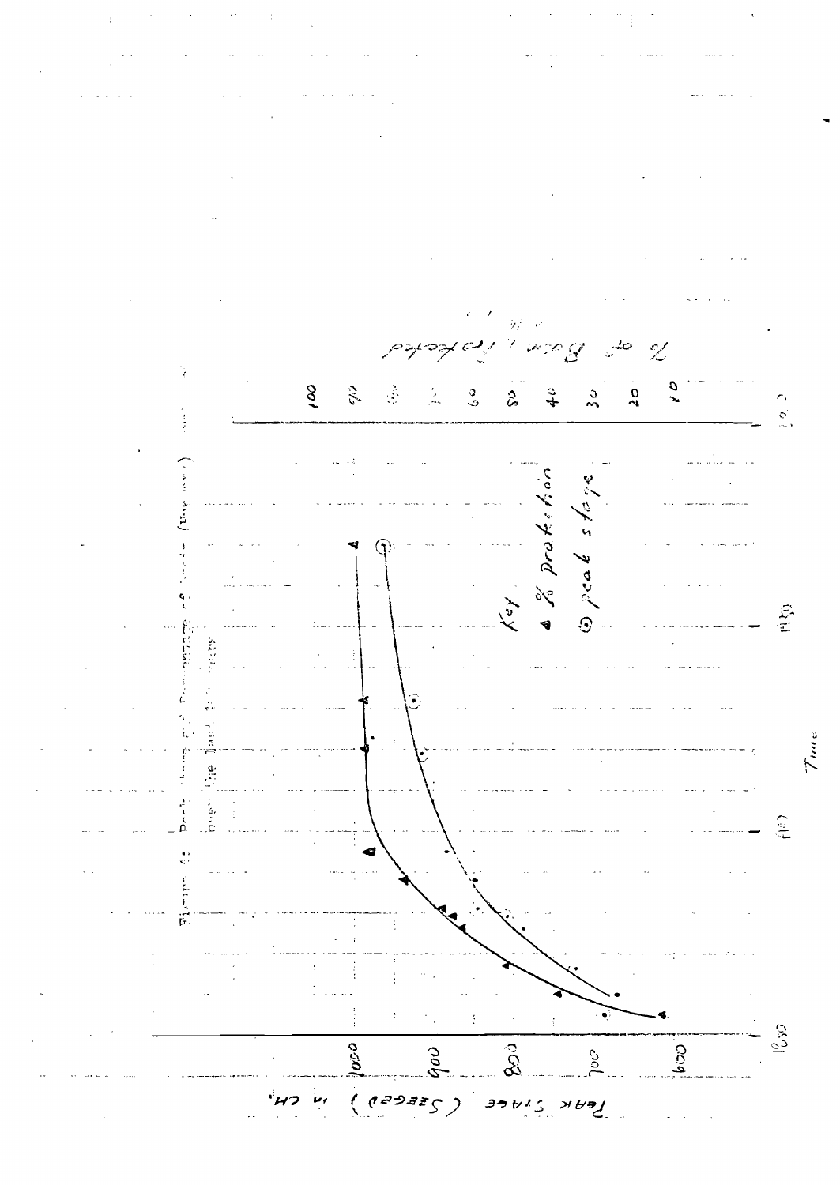Figure 6: Peak Stage and Percentage of Basin Protected (Buy ...) Over the Last ... Years

Peak Stage (Szeged) in cm.

1000
900
800
700
600

% of Basin Protected

100
90
80
70
60
50
40
30
20
10

1850 — 1900 — 1950

Time

Key
▲ % Protection
⊙ peak stage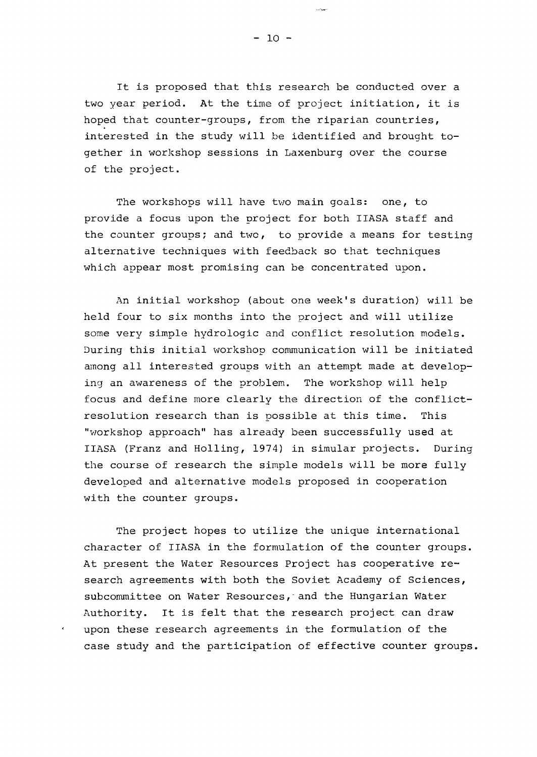It is proposed that this research be conducted over a two year period. At the time of project initiation, it is hoped that counter-groups, from the riparian countries, interested in the study will be identified and brought together in workshop sessions in Laxenburg over the course of the project.

The workshops will have two main goals: one, to provide a focus upon the project for both IIASA staff and the counter groups; and two, to provide a means for testing alternative techniques with feedback so that techniques which appear most promising can be concentrated upon.

An initial workshop (about one week's duration) will be held four to six months into the project and will utilize some very simple hydrologic and conflict resolution models. During this initial workshop communication will be initiated among all interested groups with an attempt made at developing an awareness of the problem. The workshop will help focus and define more clearly the direction of the conflict-resolution research than is possible at this time. This "workshop approach" has already been successfully used at IIASA (Franz and Holling, 1974) in simular projects. During the course of research the simple models will be more fully developed and alternative models proposed in cooperation with the counter groups.

The project hopes to utilize the unique international character of IIASA in the formulation of the counter groups. At present the Water Resources Project has cooperative research agreements with both the Soviet Academy of Sciences, subcommittee on Water Resources, and the Hungarian Water Authority. It is felt that the research project can draw upon these research agreements in the formulation of the case study and the participation of effective counter groups.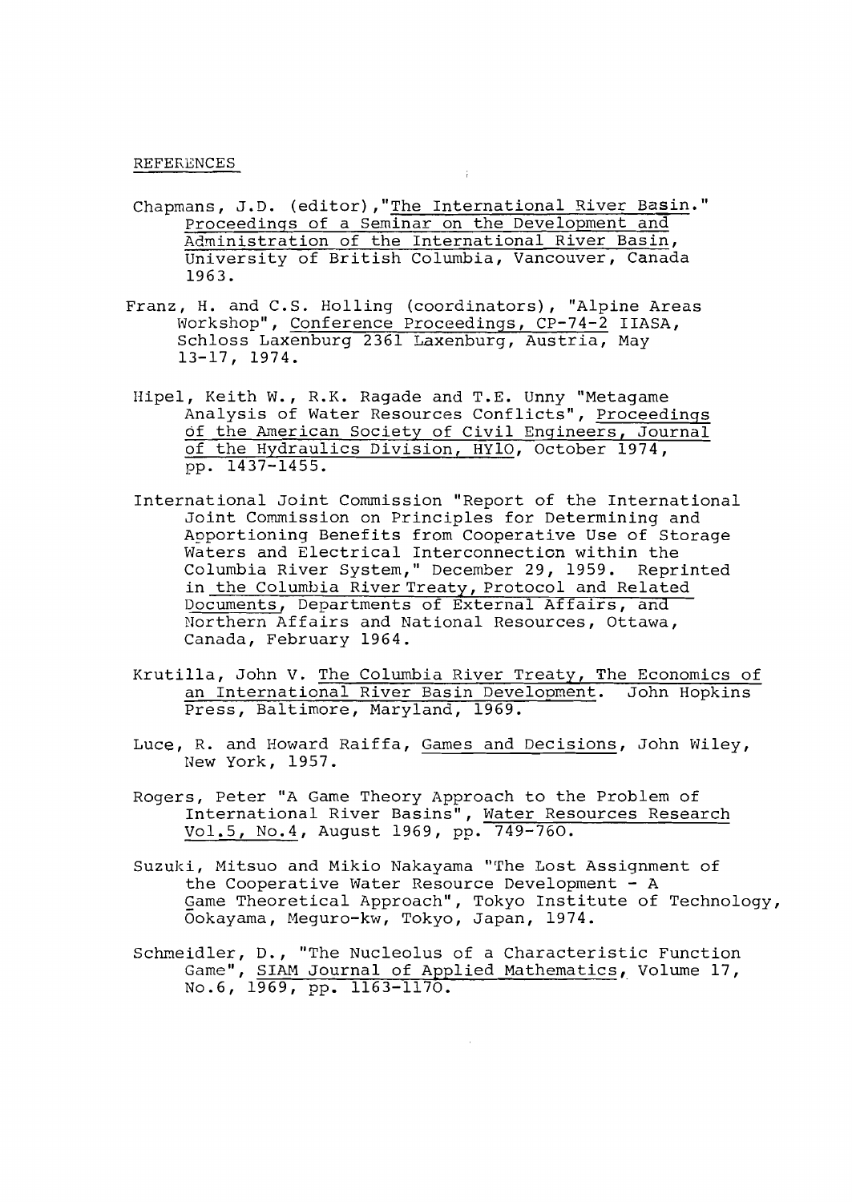REFERENCES

Chapmans, J.D. (editor),"The International River Basin." Proceedings of a Seminar on the Development and Administration of the International River Basin, University of British Columbia, Vancouver, Canada 1963.

Franz, H. and C.S. Holling (coordinators), "Alpine Areas Workshop", Conference Proceedings, CP-74-2 IIASA, Schloss Laxenburg 2361 Laxenburg, Austria, May 13-17, 1974.

Hipel, Keith W., R.K. Ragade and T.E. Unny "Metagame Analysis of Water Resources Conflicts", Proceedings of the American Society of Civil Engineers, Journal of the Hydraulics Division, HY10, October 1974, pp. 1437-1455.

International Joint Commission "Report of the International Joint Commission on Principles for Determining and Apportioning Benefits from Cooperative Use of Storage Waters and Electrical Interconnection within the Columbia River System," December 29, 1959. Reprinted in the Columbia River Treaty, Protocol and Related Documents, Departments of External Affairs, and Northern Affairs and National Resources, Ottawa, Canada, February 1964.

Krutilla, John V. The Columbia River Treaty, The Economics of an International River Basin Development. John Hopkins Press, Baltimore, Maryland, 1969.

Luce, R. and Howard Raiffa, Games and Decisions, John Wiley, New York, 1957.

Rogers, Peter "A Game Theory Approach to the Problem of International River Basins", Water Resources Research Vol.5, No.4, August 1969, pp. 749-760.

Suzuki, Mitsuo and Mikio Nakayama "The Lost Assignment of the Cooperative Water Resource Development - A Game Theoretical Approach", Tokyo Institute of Technology, Ōokayama, Meguro-kw, Tokyo, Japan, 1974.

Schmeidler, D., "The Nucleolus of a Characteristic Function Game", SIAM Journal of Applied Mathematics, Volume 17, No.6, 1969, pp. 1163-1170.